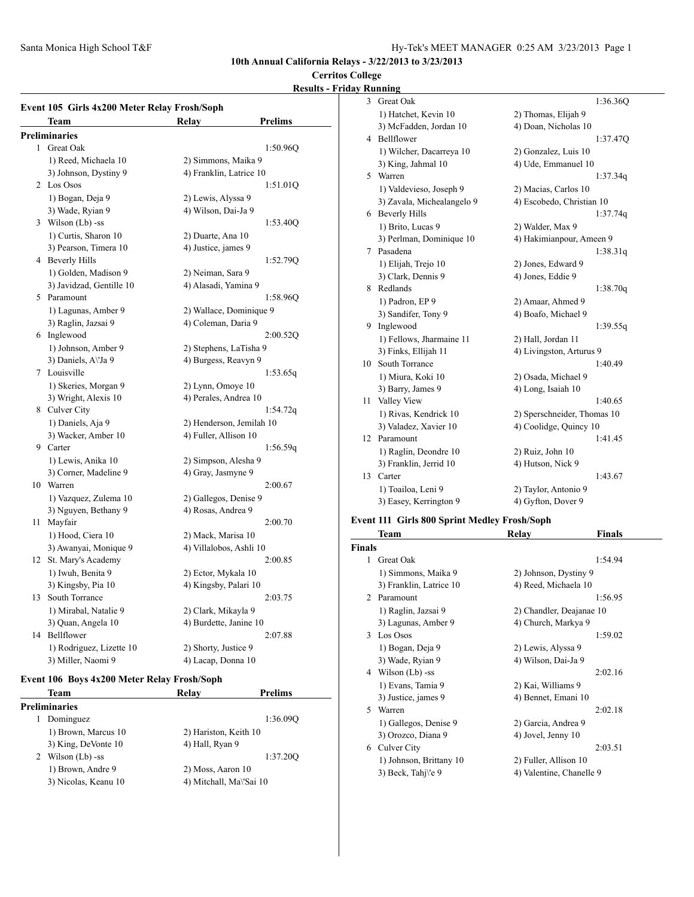## 10th Annual California Relays - 3/22/2013 to 3/23/2013

**Cerritos College**

**Results - Friday Running**

### Event 105 Girls 4x200 Meter Relay Frosh/Soph

| | Team | Relay | Prelims |
|---|---|---|---|
| **Preliminaries** | | | |
| 1 | Great Oak | | 1:50.96Q |
| | 1) Reed, Michaela 10 | 2) Simmons, Maika 9 | |
| | 3) Johnson, Dystiny 9 | 4) Franklin, Latrice 10 | |
| 2 | Los Osos | | 1:51.01Q |
| | 1) Bogan, Deja 9 | 2) Lewis, Alyssa 9 | |
| | 3) Wade, Ryian 9 | 4) Wilson, Dai-Ja 9 | |
| 3 | Wilson (Lb) -ss | | 1:53.40Q |
| | 1) Curtis, Sharon 10 | 2) Duarte, Ana 10 | |
| | 3) Pearson, Timera 10 | 4) Justice, james 9 | |
| 4 | Beverly Hills | | 1:52.79Q |
| | 1) Golden, Madison 9 | 2) Neiman, Sara 9 | |
| | 3) Javidzad, Gentille 10 | 4) Alasadi, Yamina 9 | |
| 5 | Paramount | | 1:58.96Q |
| | 1) Lagunas, Amber 9 | 2) Wallace, Dominique 9 | |
| | 3) Raglin, Jazsai 9 | 4) Coleman, Daria 9 | |
| 6 | Inglewood | | 2:00.52Q |
| | 1) Johnson, Amber 9 | 2) Stephens, LaTisha 9 | |
| | 3) Daniels, A\'Ja 9 | 4) Burgess, Reavyn 9 | |
| 7 | Louisville | | 1:53.65q |
| | 1) Skeries, Morgan 9 | 2) Lynn, Omoye 10 | |
| | 3) Wright, Alexis 10 | 4) Perales, Andrea 10 | |
| 8 | Culver City | | 1:54.72q |
| | 1) Daniels, Aja 9 | 2) Henderson, Jemilah 10 | |
| | 3) Wacker, Amber 10 | 4) Fuller, Allison 10 | |
| 9 | Carter | | 1:56.59q |
| | 1) Lewis, Anika 10 | 2) Simpson, Alesha 9 | |
| | 3) Corner, Madeline 9 | 4) Gray, Jasmyne 9 | |
| 10 | Warren | | 2:00.67 |
| | 1) Vazquez, Zulema 10 | 2) Gallegos, Denise 9 | |
| | 3) Nguyen, Bethany 9 | 4) Rosas, Andrea 9 | |
| 11 | Mayfair | | 2:00.70 |
| | 1) Hood, Ciera 10 | 2) Mack, Marisa 10 | |
| | 3) Awanyai, Monique 9 | 4) Villalobos, Ashli 10 | |
| 12 | St. Mary's Academy | | 2:00.85 |
| | 1) Iwuh, Benita 9 | 2) Ector, Mykala 10 | |
| | 3) Kingsby, Pia 10 | 4) Kingsby, Palari 10 | |
| 13 | South Torrance | | 2:03.75 |
| | 1) Mirabal, Natalie 9 | 2) Clark, Mikayla 9 | |
| | 3) Quan, Angela 10 | 4) Burdette, Janine 10 | |
| 14 | Bellflower | | 2:07.88 |
| | 1) Rodriguez, Lizette 10 | 2) Shorty, Justice 9 | |
| | 3) Miller, Naomi 9 | 4) Lacap, Donna 10 | |

### Event 106 Boys 4x200 Meter Relay Frosh/Soph

| | Team | Relay | Prelims |
|---|---|---|---|
| **Preliminaries** | | | |
| 1 | Dominguez | | 1:36.09Q |
| | 1) Brown, Marcus 10 | 2) Hariston, Keith 10 | |
| | 3) King, DeVonte 10 | 4) Hall, Ryan 9 | |
| 2 | Wilson (Lb) -ss | | 1:37.20Q |
| | 1) Brown, Andre 9 | 2) Moss, Aaron 10 | |
| | 3) Nicolas, Keanu 10 | 4) Mitchall, Ma\'Sai 10 | |
| 3 | Great Oak | | 1:36.36Q |
| | 1) Hatchet, Kevin 10 | 2) Thomas, Elijah 9 | |
| | 3) McFadden, Jordan 10 | 4) Doan, Nicholas 10 | |
| 4 | Bellflower | | 1:37.47Q |
| | 1) Wilcher, Dacarreya 10 | 2) Gonzalez, Luis 10 | |
| | 3) King, Jahmal 10 | 4) Ude, Emmanuel 10 | |
| 5 | Warren | | 1:37.34q |
| | 1) Valdevieso, Joseph 9 | 2) Macias, Carlos 10 | |
| | 3) Zavala, Michealangelo 9 | 4) Escobedo, Christian 10 | |
| 6 | Beverly Hills | | 1:37.74q |
| | 1) Brito, Lucas 9 | 2) Walder, Max 9 | |
| | 3) Perlman, Dominique 10 | 4) Hakimianpour, Ameen 9 | |
| 7 | Pasadena | | 1:38.31q |
| | 1) Elijah, Trejo 10 | 2) Jones, Edward 9 | |
| | 3) Clark, Dennis 9 | 4) Jones, Eddie 9 | |
| 8 | Redlands | | 1:38.70q |
| | 1) Padron, EP 9 | 2) Amaar, Ahmed 9 | |
| | 3) Sandifer, Tony 9 | 4) Boafo, Michael 9 | |
| 9 | Inglewood | | 1:39.55q |
| | 1) Fellows, Jharmaine 11 | 2) Hall, Jordan 11 | |
| | 3) Finks, Ellijah 11 | 4) Livingston, Arturus 9 | |
| 10 | South Torrance | | 1:40.49 |
| | 1) Miura, Koki 10 | 2) Osada, Michael 9 | |
| | 3) Barry, James 9 | 4) Long, Isaiah 10 | |
| 11 | Valley View | | 1:40.65 |
| | 1) Rivas, Kendrick 10 | 2) Sperschneider, Thomas 10 | |
| | 3) Valadez, Xavier 10 | 4) Coolidge, Quincy 10 | |
| 12 | Paramount | | 1:41.45 |
| | 1) Raglin, Deondre 10 | 2) Ruiz, John 10 | |
| | 3) Franklin, Jerrid 10 | 4) Hutson, Nick 9 | |
| 13 | Carter | | 1:43.67 |
| | 1) Toailoa, Leni 9 | 2) Taylor, Antonio 9 | |
| | 3) Easey, Kerrington 9 | 4) Gyfton, Dover 9 | |

### Event 111 Girls 800 Sprint Medley Frosh/Soph

| | Team | Relay | Finals |
|---|---|---|---|
| **Finals** | | | |
| 1 | Great Oak | | 1:54.94 |
| | 1) Simmons, Maika 9 | 2) Johnson, Dystiny 9 | |
| | 3) Franklin, Latrice 10 | 4) Reed, Michaela 10 | |
| 2 | Paramount | | 1:56.95 |
| | 1) Raglin, Jazsai 9 | 2) Chandler, Deajanae 10 | |
| | 3) Lagunas, Amber 9 | 4) Church, Markya 9 | |
| 3 | Los Osos | | 1:59.02 |
| | 1) Bogan, Deja 9 | 2) Lewis, Alyssa 9 | |
| | 3) Wade, Ryian 9 | 4) Wilson, Dai-Ja 9 | |
| 4 | Wilson (Lb) -ss | | 2:02.16 |
| | 1) Evans, Tamia 9 | 2) Kai, Williams 9 | |
| | 3) Justice, james 9 | 4) Bennet, Emani 10 | |
| 5 | Warren | | 2:02.18 |
| | 1) Gallegos, Denise 9 | 2) Garcia, Andrea 9 | |
| | 3) Orozco, Diana 9 | 4) Jovel, Jenny 10 | |
| 6 | Culver City | | 2:03.51 |
| | 1) Johnson, Brittany 10 | 2) Fuller, Allison 10 | |
| | 3) Beck, Tahj\'e 9 | 4) Valentine, Chanelle 9 | |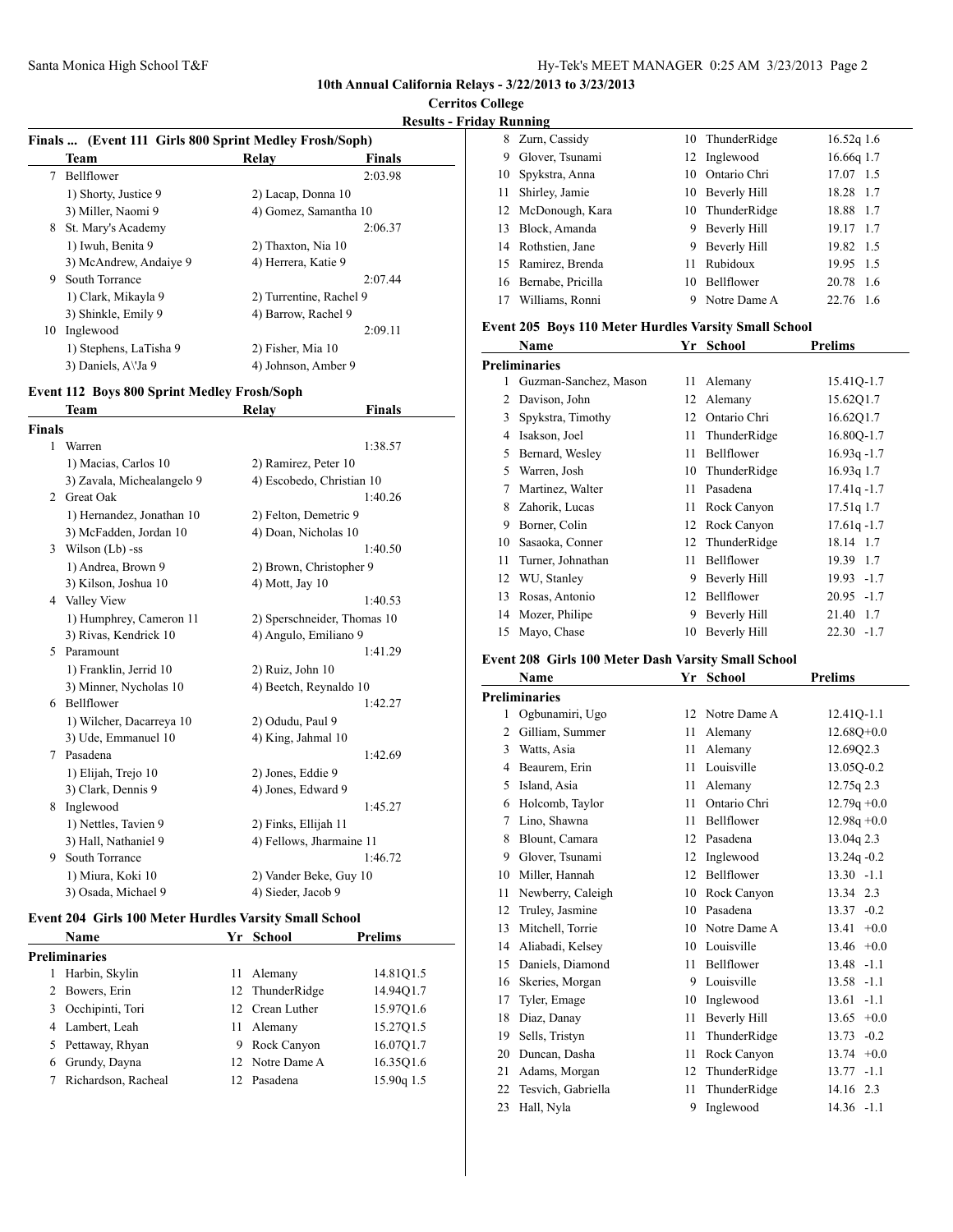**10th Annual California Relays - 3/22/2013 to 3/23/2013**

**Cerritos College**

**Results - Friday Running**

### Finals ... (Event 111 Girls 800 Sprint Medley Frosh/Soph)

| | Team | Relay | Finals |
|---|---|---|---|
| 7 | Bellflower | | 2:03.98 |
| | 1) Shorty, Justice 9 | 2) Lacap, Donna 10 | |
| | 3) Miller, Naomi 9 | 4) Gomez, Samantha 10 | |
| 8 | St. Mary's Academy | | 2:06.37 |
| | 1) Iwuh, Benita 9 | 2) Thaxton, Nia 10 | |
| | 3) McAndrew, Andaiye 9 | 4) Herrera, Katie 9 | |
| 9 | South Torrance | | 2:07.44 |
| | 1) Clark, Mikayla 9 | 2) Turrentine, Rachel 9 | |
| | 3) Shinkle, Emily 9 | 4) Barrow, Rachel 9 | |
| 10 | Inglewood | | 2:09.11 |
| | 1) Stephens, LaTisha 9 | 2) Fisher, Mia 10 | |
| | 3) Daniels, A\'Ja 9 | 4) Johnson, Amber 9 | |

### Event 112 Boys 800 Sprint Medley Frosh/Soph

| | Team | Relay | Finals |
|---|---|---|---|
| **Finals** | | | |
| 1 | Warren | | 1:38.57 |
| | 1) Macias, Carlos 10 | 2) Ramirez, Peter 10 | |
| | 3) Zavala, Michealangelo 9 | 4) Escobedo, Christian 10 | |
| 2 | Great Oak | | 1:40.26 |
| | 1) Hernandez, Jonathan 10 | 2) Felton, Demetric 9 | |
| | 3) McFadden, Jordan 10 | 4) Doan, Nicholas 10 | |
| 3 | Wilson (Lb) -ss | | 1:40.50 |
| | 1) Andrea, Brown 9 | 2) Brown, Christopher 9 | |
| | 3) Kilson, Joshua 10 | 4) Mott, Jay 10 | |
| 4 | Valley View | | 1:40.53 |
| | 1) Humphrey, Cameron 11 | 2) Sperschneider, Thomas 10 | |
| | 3) Rivas, Kendrick 10 | 4) Angulo, Emiliano 9 | |
| 5 | Paramount | | 1:41.29 |
| | 1) Franklin, Jerrid 10 | 2) Ruiz, John 10 | |
| | 3) Minner, Nycholas 10 | 4) Beetch, Reynaldo 10 | |
| 6 | Bellflower | | 1:42.27 |
| | 1) Wilcher, Dacarreya 10 | 2) Odudu, Paul 9 | |
| | 3) Ude, Emmanuel 10 | 4) King, Jahmal 10 | |
| 7 | Pasadena | | 1:42.69 |
| | 1) Elijah, Trejo 10 | 2) Jones, Eddie 9 | |
| | 3) Clark, Dennis 9 | 4) Jones, Edward 9 | |
| 8 | Inglewood | | 1:45.27 |
| | 1) Nettles, Tavien 9 | 2) Finks, Ellijah 11 | |
| | 3) Hall, Nathaniel 9 | 4) Fellows, Jharmaine 11 | |
| 9 | South Torrance | | 1:46.72 |
| | 1) Miura, Koki 10 | 2) Vander Beke, Guy 10 | |
| | 3) Osada, Michael 9 | 4) Sieder, Jacob 9 | |

### Event 204 Girls 100 Meter Hurdles Varsity Small School

| | Name | Yr | School | Prelims |
|---|---|---|---|---|
| **Preliminaries** | | | | |
| 1 | Harbin, Skylin | 11 | Alemany | 14.81Q1.5 |
| 2 | Bowers, Erin | 12 | ThunderRidge | 14.94Q1.7 |
| 3 | Occhipinti, Tori | 12 | Crean Luther | 15.97Q1.6 |
| 4 | Lambert, Leah | 11 | Alemany | 15.27Q1.5 |
| 5 | Pettaway, Rhyan | 9 | Rock Canyon | 16.07Q1.7 |
| 6 | Grundy, Dayna | 12 | Notre Dame A | 16.35Q1.6 |
| 7 | Richardson, Racheal | 12 | Pasadena | 15.90q 1.5 |
| 8 | Zurn, Cassidy | 10 | ThunderRidge | 16.52q 1.6 |
| 9 | Glover, Tsunami | 12 | Inglewood | 16.66q 1.7 |
| 10 | Spykstra, Anna | 10 | Ontario Chri | 17.07 1.5 |
| 11 | Shirley, Jamie | 10 | Beverly Hill | 18.28 1.7 |
| 12 | McDonough, Kara | 10 | ThunderRidge | 18.88 1.7 |
| 13 | Block, Amanda | 9 | Beverly Hill | 19.17 1.7 |
| 14 | Rothstien, Jane | 9 | Beverly Hill | 19.82 1.5 |
| 15 | Ramirez, Brenda | 11 | Rubidoux | 19.95 1.5 |
| 16 | Bernabe, Pricilla | 10 | Bellflower | 20.78 1.6 |
| 17 | Williams, Ronni | 9 | Notre Dame A | 22.76 1.6 |

### Event 205 Boys 110 Meter Hurdles Varsity Small School

| | Name | Yr | School | Prelims |
|---|---|---|---|---|
| **Preliminaries** | | | | |
| 1 | Guzman-Sanchez, Mason | 11 | Alemany | 15.41Q-1.7 |
| 2 | Davison, John | 12 | Alemany | 15.62Q1.7 |
| 3 | Spykstra, Timothy | 12 | Ontario Chri | 16.62Q1.7 |
| 4 | Isakson, Joel | 11 | ThunderRidge | 16.80Q-1.7 |
| 5 | Bernard, Wesley | 11 | Bellflower | 16.93q -1.7 |
| 5 | Warren, Josh | 10 | ThunderRidge | 16.93q 1.7 |
| 7 | Martinez, Walter | 11 | Pasadena | 17.41q -1.7 |
| 8 | Zahorik, Lucas | 11 | Rock Canyon | 17.51q 1.7 |
| 9 | Borner, Colin | 12 | Rock Canyon | 17.61q -1.7 |
| 10 | Sasaoka, Conner | 12 | ThunderRidge | 18.14 1.7 |
| 11 | Turner, Johnathan | 11 | Bellflower | 19.39 1.7 |
| 12 | WU, Stanley | 9 | Beverly Hill | 19.93 -1.7 |
| 13 | Rosas, Antonio | 12 | Bellflower | 20.95 -1.7 |
| 14 | Mozer, Philipe | 9 | Beverly Hill | 21.40 1.7 |
| 15 | Mayo, Chase | 10 | Beverly Hill | 22.30 -1.7 |

### Event 208 Girls 100 Meter Dash Varsity Small School

| | Name | Yr | School | Prelims |
|---|---|---|---|---|
| **Preliminaries** | | | | |
| 1 | Ogbunamiri, Ugo | 12 | Notre Dame A | 12.41Q-1.1 |
| 2 | Gilliam, Summer | 11 | Alemany | 12.68Q+0.0 |
| 3 | Watts, Asia | 11 | Alemany | 12.69Q2.3 |
| 4 | Beaurem, Erin | 11 | Louisville | 13.05Q-0.2 |
| 5 | Island, Asia | 11 | Alemany | 12.75q 2.3 |
| 6 | Holcomb, Taylor | 11 | Ontario Chri | 12.79q +0.0 |
| 7 | Lino, Shawna | 11 | Bellflower | 12.98q +0.0 |
| 8 | Blount, Camara | 12 | Pasadena | 13.04q 2.3 |
| 9 | Glover, Tsunami | 12 | Inglewood | 13.24q -0.2 |
| 10 | Miller, Hannah | 12 | Bellflower | 13.30 -1.1 |
| 11 | Newberry, Caleigh | 10 | Rock Canyon | 13.34 2.3 |
| 12 | Truley, Jasmine | 10 | Pasadena | 13.37 -0.2 |
| 13 | Mitchell, Torrie | 10 | Notre Dame A | 13.41 +0.0 |
| 14 | Aliabadi, Kelsey | 10 | Louisville | 13.46 +0.0 |
| 15 | Daniels, Diamond | 11 | Bellflower | 13.48 -1.1 |
| 16 | Skeries, Morgan | 9 | Louisville | 13.58 -1.1 |
| 17 | Tyler, Emage | 10 | Inglewood | 13.61 -1.1 |
| 18 | Diaz, Danay | 11 | Beverly Hill | 13.65 +0.0 |
| 19 | Sells, Tristyn | 11 | ThunderRidge | 13.73 -0.2 |
| 20 | Duncan, Dasha | 11 | Rock Canyon | 13.74 +0.0 |
| 21 | Adams, Morgan | 12 | ThunderRidge | 13.77 -1.1 |
| 22 | Tesvich, Gabriella | 11 | ThunderRidge | 14.16 2.3 |
| 23 | Hall, Nyla | 9 | Inglewood | 14.36 -1.1 |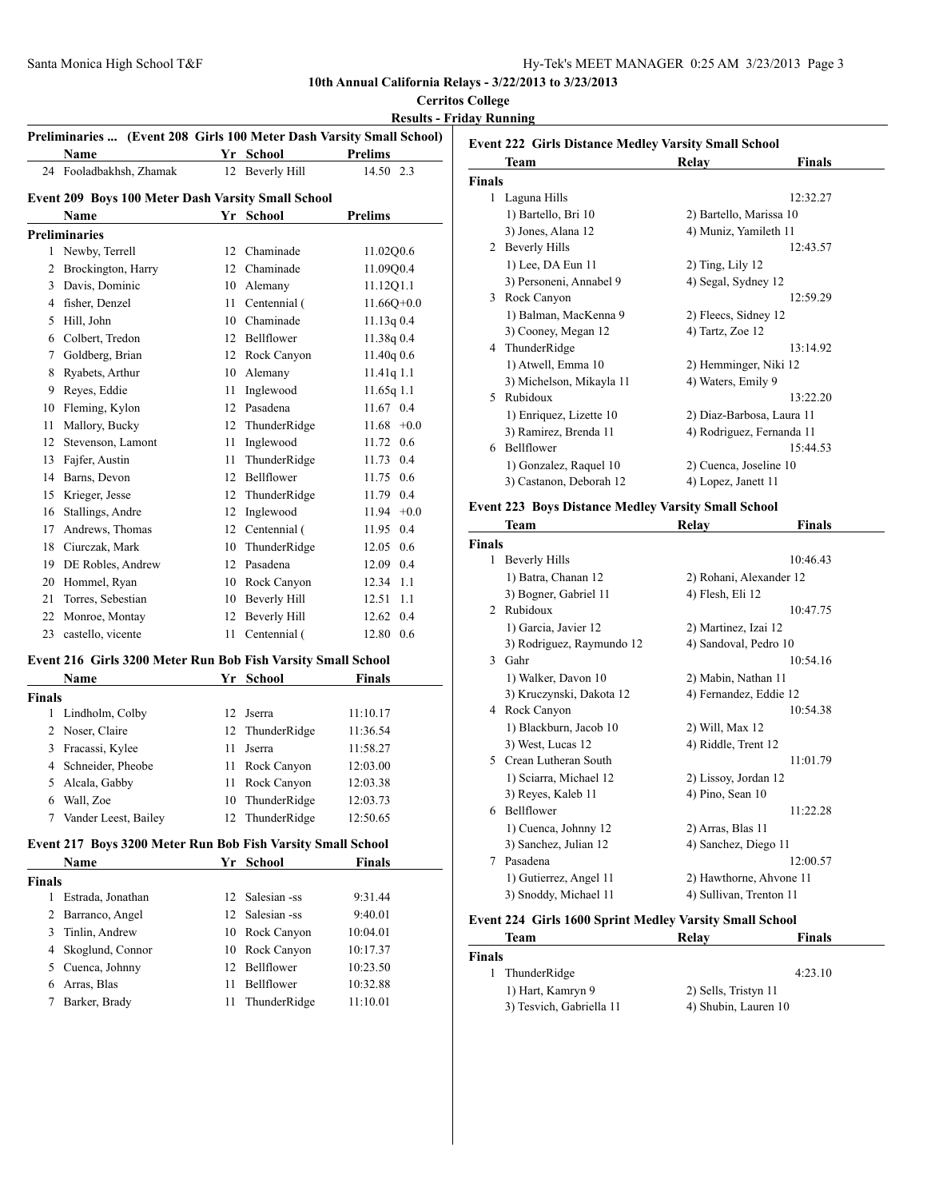# 10th Annual California Relays - 3/22/2013 to 3/23/2013

## Cerritos College

## Results - Friday Running

### Preliminaries ... (Event 208 Girls 100 Meter Dash Varsity Small School)

| | Name | Yr | School | Prelims | |
|---|---|---|---|---|---|
| 24 | Fooladbakhsh, Zhamak | 12 | Beverly Hill | 14.50 | 2.3 |

### Event 209 Boys 100 Meter Dash Varsity Small School

**Preliminaries**

| | Name | Yr | School | Prelims | |
|---|---|---|---|---|---|
| 1 | Newby, Terrell | 12 | Chaminade | 11.02Q | 0.6 |
| 2 | Brockington, Harry | 12 | Chaminade | 11.09Q | 0.4 |
| 3 | Davis, Dominic | 10 | Alemany | 11.12Q | 1.1 |
| 4 | fisher, Denzel | 11 | Centennial ( | 11.66Q | +0.0 |
| 5 | Hill, John | 10 | Chaminade | 11.13q | 0.4 |
| 6 | Colbert, Tredon | 12 | Bellflower | 11.38q | 0.4 |
| 7 | Goldberg, Brian | 12 | Rock Canyon | 11.40q | 0.6 |
| 8 | Ryabets, Arthur | 10 | Alemany | 11.41q | 1.1 |
| 9 | Reyes, Eddie | 11 | Inglewood | 11.65q | 1.1 |
| 10 | Fleming, Kylon | 12 | Pasadena | 11.67 | 0.4 |
| 11 | Mallory, Bucky | 12 | ThunderRidge | 11.68 | +0.0 |
| 12 | Stevenson, Lamont | 11 | Inglewood | 11.72 | 0.6 |
| 13 | Fajfer, Austin | 11 | ThunderRidge | 11.73 | 0.4 |
| 14 | Barns, Devon | 12 | Bellflower | 11.75 | 0.6 |
| 15 | Krieger, Jesse | 12 | ThunderRidge | 11.79 | 0.4 |
| 16 | Stallings, Andre | 12 | Inglewood | 11.94 | +0.0 |
| 17 | Andrews, Thomas | 12 | Centennial ( | 11.95 | 0.4 |
| 18 | Ciurczak, Mark | 10 | ThunderRidge | 12.05 | 0.6 |
| 19 | DE Robles, Andrew | 12 | Pasadena | 12.09 | 0.4 |
| 20 | Hommel, Ryan | 10 | Rock Canyon | 12.34 | 1.1 |
| 21 | Torres, Sebestian | 10 | Beverly Hill | 12.51 | 1.1 |
| 22 | Monroe, Montay | 12 | Beverly Hill | 12.62 | 0.4 |
| 23 | castello, vicente | 11 | Centennial ( | 12.80 | 0.6 |

### Event 216 Girls 3200 Meter Run Bob Fish Varsity Small School

**Finals**

| | Name | Yr | School | Finals |
|---|---|---|---|---|
| 1 | Lindholm, Colby | 12 | Jserra | 11:10.17 |
| 2 | Noser, Claire | 12 | ThunderRidge | 11:36.54 |
| 3 | Fracassi, Kylee | 11 | Jserra | 11:58.27 |
| 4 | Schneider, Pheobe | 11 | Rock Canyon | 12:03.00 |
| 5 | Alcala, Gabby | 11 | Rock Canyon | 12:03.38 |
| 6 | Wall, Zoe | 10 | ThunderRidge | 12:03.73 |
| 7 | Vander Leest, Bailey | 12 | ThunderRidge | 12:50.65 |

### Event 217 Boys 3200 Meter Run Bob Fish Varsity Small School

**Finals**

| | Name | Yr | School | Finals |
|---|---|---|---|---|
| 1 | Estrada, Jonathan | 12 | Salesian -ss | 9:31.44 |
| 2 | Barranco, Angel | 12 | Salesian -ss | 9:40.01 |
| 3 | Tinlin, Andrew | 10 | Rock Canyon | 10:04.01 |
| 4 | Skoglund, Connor | 10 | Rock Canyon | 10:17.37 |
| 5 | Cuenca, Johnny | 12 | Bellflower | 10:23.50 |
| 6 | Arras, Blas | 11 | Bellflower | 10:32.88 |
| 7 | Barker, Brady | 11 | ThunderRidge | 11:10.01 |

### Event 222 Girls Distance Medley Varsity Small School

**Finals**

| | Team | Relay | Finals |
|---|---|---|---|
| 1 | Laguna Hills | | 12:32.27 |
| | 1) Bartello, Bri 10 | 2) Bartello, Marissa 10 | |
| | 3) Jones, Alana 12 | 4) Muniz, Yamileth 11 | |
| 2 | Beverly Hills | | 12:43.57 |
| | 1) Lee, DA Eun 11 | 2) Ting, Lily 12 | |
| | 3) Personeni, Annabel 9 | 4) Segal, Sydney 12 | |
| 3 | Rock Canyon | | 12:59.29 |
| | 1) Balman, MacKenna 9 | 2) Fleecs, Sidney 12 | |
| | 3) Cooney, Megan 12 | 4) Tartz, Zoe 12 | |
| 4 | ThunderRidge | | 13:14.92 |
| | 1) Atwell, Emma 10 | 2) Hemminger, Niki 12 | |
| | 3) Michelson, Mikayla 11 | 4) Waters, Emily 9 | |
| 5 | Rubidoux | | 13:22.20 |
| | 1) Enriquez, Lizette 10 | 2) Diaz-Barbosa, Laura 11 | |
| | 3) Ramirez, Brenda 11 | 4) Rodriguez, Fernanda 11 | |
| 6 | Bellflower | | 15:44.53 |
| | 1) Gonzalez, Raquel 10 | 2) Cuenca, Joseline 10 | |
| | 3) Castanon, Deborah 12 | 4) Lopez, Janett 11 | |

### Event 223 Boys Distance Medley Varsity Small School

**Finals**

| | Team | Relay | Finals |
|---|---|---|---|
| 1 | Beverly Hills | | 10:46.43 |
| | 1) Batra, Chanan 12 | 2) Rohani, Alexander 12 | |
| | 3) Bogner, Gabriel 11 | 4) Flesh, Eli 12 | |
| 2 | Rubidoux | | 10:47.75 |
| | 1) Garcia, Javier 12 | 2) Martinez, Izai 12 | |
| | 3) Rodriguez, Raymundo 12 | 4) Sandoval, Pedro 10 | |
| 3 | Gahr | | 10:54.16 |
| | 1) Walker, Davon 10 | 2) Mabin, Nathan 11 | |
| | 3) Kruczynski, Dakota 12 | 4) Fernandez, Eddie 12 | |
| 4 | Rock Canyon | | 10:54.38 |
| | 1) Blackburn, Jacob 10 | 2) Will, Max 12 | |
| | 3) West, Lucas 12 | 4) Riddle, Trent 12 | |
| 5 | Crean Lutheran South | | 11:01.79 |
| | 1) Sciarra, Michael 12 | 2) Lissoy, Jordan 12 | |
| | 3) Reyes, Kaleb 11 | 4) Pino, Sean 10 | |
| 6 | Bellflower | | 11:22.28 |
| | 1) Cuenca, Johnny 12 | 2) Arras, Blas 11 | |
| | 3) Sanchez, Julian 12 | 4) Sanchez, Diego 11 | |
| 7 | Pasadena | | 12:00.57 |
| | 1) Gutierrez, Angel 11 | 2) Hawthorne, Ahvone 11 | |
| | 3) Snoddy, Michael 11 | 4) Sullivan, Trenton 11 | |

### Event 224 Girls 1600 Sprint Medley Varsity Small School

**Finals**

| | Team | Relay | Finals |
|---|---|---|---|
| 1 | ThunderRidge | | 4:23.10 |
| | 1) Hart, Kamryn 9 | 2) Sells, Tristyn 11 | |
| | 3) Tesvich, Gabriella 11 | 4) Shubin, Lauren 10 | |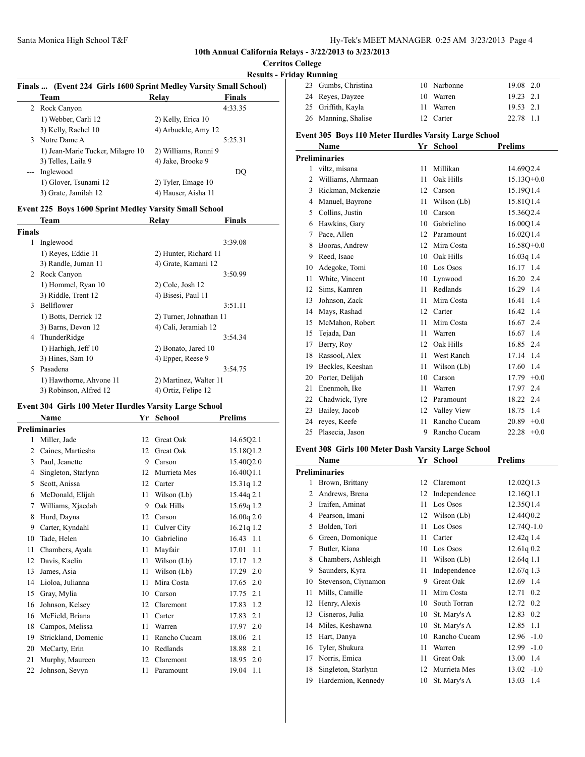**10th Annual California Relays - 3/22/2013 to 3/23/2013**

**Cerritos College**

**Results - Friday Running**

### Finals ... (Event 224 Girls 1600 Sprint Medley Varsity Small School)

| | Team | Relay | Finals |
|---|---|---|---|
| 2 | Rock Canyon | | 4:33.35 |
| | 1) Webber, Carli 12 | 2) Kelly, Erica 10 | |
| | 3) Kelly, Rachel 10 | 4) Arbuckle, Amy 12 | |
| 3 | Notre Dame A | | 5:25.31 |
| | 1) Jean-Marie Tucker, Milagro 10 | 2) Williams, Ronni 9 | |
| | 3) Telles, Laila 9 | 4) Jake, Brooke 9 | |
| --- | Inglewood | | DQ |
| | 1) Glover, Tsunami 12 | 2) Tyler, Emage 10 | |
| | 3) Grate, Jamilah 12 | 4) Hauser, Aisha 11 | |

### Event 225 Boys 1600 Sprint Medley Varsity Small School

| | Team | Relay | Finals |
|---|---|---|---|
| **Finals** | | | |
| 1 | Inglewood | | 3:39.08 |
| | 1) Reyes, Eddie 11 | 2) Hunter, Richard 11 | |
| | 3) Randle, Juman 11 | 4) Grate, Kamani 12 | |
| 2 | Rock Canyon | | 3:50.99 |
| | 1) Hommel, Ryan 10 | 2) Cole, Josh 12 | |
| | 3) Riddle, Trent 12 | 4) Bisesi, Paul 11 | |
| 3 | Bellflower | | 3:51.11 |
| | 1) Botts, Derrick 12 | 2) Turner, Johnathan 11 | |
| | 3) Barns, Devon 12 | 4) Cali, Jeramiah 12 | |
| 4 | ThunderRidge | | 3:54.34 |
| | 1) Harhigh, Jeff 10 | 2) Bonato, Jared 10 | |
| | 3) Hines, Sam 10 | 4) Epper, Reese 9 | |
| 5 | Pasadena | | 3:54.75 |
| | 1) Hawthorne, Ahvone 11 | 2) Martinez, Walter 11 | |
| | 3) Robinson, Alfred 12 | 4) Ortiz, Felipe 12 | |

### Event 304 Girls 100 Meter Hurdles Varsity Large School

| | Name | Yr | School | Prelims |
|---|---|---|---|---|
| **Preliminaries** | | | | |
| 1 | Miller, Jade | 12 | Great Oak | 14.65Q2.1 |
| 2 | Caines, Martiesha | 12 | Great Oak | 15.18Q1.2 |
| 3 | Paul, Jeanette | 9 | Carson | 15.40Q2.0 |
| 4 | Singleton, Starlynn | 12 | Murrieta Mes | 16.40Q1.1 |
| 5 | Scott, Anissa | 12 | Carter | 15.31q 1.2 |
| 6 | McDonald, Elijah | 11 | Wilson (Lb) | 15.44q 2.1 |
| 7 | Williams, Xjaedah | 9 | Oak Hills | 15.69q 1.2 |
| 8 | Hurd, Dayna | 12 | Carson | 16.00q 2.0 |
| 9 | Carter, Kyndahl | 11 | Culver City | 16.21q 1.2 |
| 10 | Tade, Helen | 10 | Gabrielino | 16.43 1.1 |
| 11 | Chambers, Ayala | 11 | Mayfair | 17.01 1.1 |
| 12 | Davis, Kaelin | 11 | Wilson (Lb) | 17.17 1.2 |
| 13 | James, Asia | 11 | Wilson (Lb) | 17.29 2.0 |
| 14 | Lioloa, Julianna | 11 | Mira Costa | 17.65 2.0 |
| 15 | Gray, Mylia | 10 | Carson | 17.75 2.1 |
| 16 | Johnson, Kelsey | 12 | Claremont | 17.83 1.2 |
| 16 | McField, Briana | 11 | Carter | 17.83 2.1 |
| 18 | Campos, Melissa | 11 | Warren | 17.97 2.0 |
| 19 | Strickland, Domenic | 11 | Rancho Cucam | 18.06 2.1 |
| 20 | McCarty, Erin | 10 | Redlands | 18.88 2.1 |
| 21 | Murphy, Maureen | 12 | Claremont | 18.95 2.0 |
| 22 | Johnson, Sevyn | 11 | Paramount | 19.04 1.1 |
| 23 | Gumbs, Christina | 10 | Narbonne | 19.08 2.0 |
| 24 | Reyes, Dayzee | 10 | Warren | 19.23 2.1 |
| 25 | Griffith, Kayla | 11 | Warren | 19.53 2.1 |
| 26 | Manning, Shalise | 12 | Carter | 22.78 1.1 |

### Event 305 Boys 110 Meter Hurdles Varsity Large School

| | Name | Yr | School | Prelims |
|---|---|---|---|---|
| **Preliminaries** | | | | |
| 1 | viltz, misana | 11 | Millikan | 14.69Q2.4 |
| 2 | Williams, Ahrmaan | 11 | Oak Hills | 15.13Q+0.0 |
| 3 | Rickman, Mckenzie | 12 | Carson | 15.19Q1.4 |
| 4 | Manuel, Bayrone | 11 | Wilson (Lb) | 15.81Q1.4 |
| 5 | Collins, Justin | 10 | Carson | 15.36Q2.4 |
| 6 | Hawkins, Gary | 10 | Gabrielino | 16.00Q1.4 |
| 7 | Pace, Allen | 12 | Paramount | 16.02Q1.4 |
| 8 | Booras, Andrew | 12 | Mira Costa | 16.58Q+0.0 |
| 9 | Reed, Isaac | 10 | Oak Hills | 16.03q 1.4 |
| 10 | Adegoke, Tomi | 10 | Los Osos | 16.17 1.4 |
| 11 | White, Vincent | 10 | Lynwood | 16.20 2.4 |
| 12 | Sims, Kamren | 11 | Redlands | 16.29 1.4 |
| 13 | Johnson, Zack | 11 | Mira Costa | 16.41 1.4 |
| 14 | Mays, Rashad | 12 | Carter | 16.42 1.4 |
| 15 | McMahon, Robert | 11 | Mira Costa | 16.67 2.4 |
| 15 | Tejada, Dan | 11 | Warren | 16.67 1.4 |
| 17 | Berry, Roy | 12 | Oak Hills | 16.85 2.4 |
| 18 | Rassool, Alex | 11 | West Ranch | 17.14 1.4 |
| 19 | Beckles, Keeshan | 11 | Wilson (Lb) | 17.60 1.4 |
| 20 | Porter, Delijah | 10 | Carson | 17.79 +0.0 |
| 21 | Enenmoh, Ike | 11 | Warren | 17.97 2.4 |
| 22 | Chadwick, Tyre | 12 | Paramount | 18.22 2.4 |
| 23 | Bailey, Jacob | 12 | Valley View | 18.75 1.4 |
| 24 | reyes, Keefe | 11 | Rancho Cucam | 20.89 +0.0 |
| 25 | Plasecia, Jason | 9 | Rancho Cucam | 22.28 +0.0 |

### Event 308 Girls 100 Meter Dash Varsity Large School

| | Name | Yr | School | Prelims |
|---|---|---|---|---|
| **Preliminaries** | | | | |
| 1 | Brown, Brittany | 12 | Claremont | 12.02Q1.3 |
| 2 | Andrews, Brena | 12 | Independence | 12.16Q1.1 |
| 3 | Iraifen, Aminat | 11 | Los Osos | 12.35Q1.4 |
| 4 | Pearson, Imani | 12 | Wilson (Lb) | 12.44Q0.2 |
| 5 | Bolden, Tori | 11 | Los Osos | 12.74Q-1.0 |
| 6 | Green, Domonique | 11 | Carter | 12.42q 1.4 |
| 7 | Butler, Kiana | 10 | Los Osos | 12.61q 0.2 |
| 8 | Chambers, Ashleigh | 11 | Wilson (Lb) | 12.64q 1.1 |
| 9 | Saunders, Kyra | 11 | Independence | 12.67q 1.3 |
| 10 | Stevenson, Ciynamon | 9 | Great Oak | 12.69 1.4 |
| 11 | Mills, Camille | 11 | Mira Costa | 12.71 0.2 |
| 12 | Henry, Alexis | 10 | South Torran | 12.72 0.2 |
| 13 | Cisneros, Julia | 10 | St. Mary's A | 12.83 0.2 |
| 14 | Miles, Keshawna | 10 | St. Mary's A | 12.85 1.1 |
| 15 | Hart, Danya | 10 | Rancho Cucam | 12.96 -1.0 |
| 16 | Tyler, Shukura | 11 | Warren | 12.99 -1.0 |
| 17 | Norris, Emica | 11 | Great Oak | 13.00 1.4 |
| 18 | Singleton, Starlynn | 12 | Murrieta Mes | 13.02 -1.0 |
| 19 | Hardemion, Kennedy | 10 | St. Mary's A | 13.03 1.4 |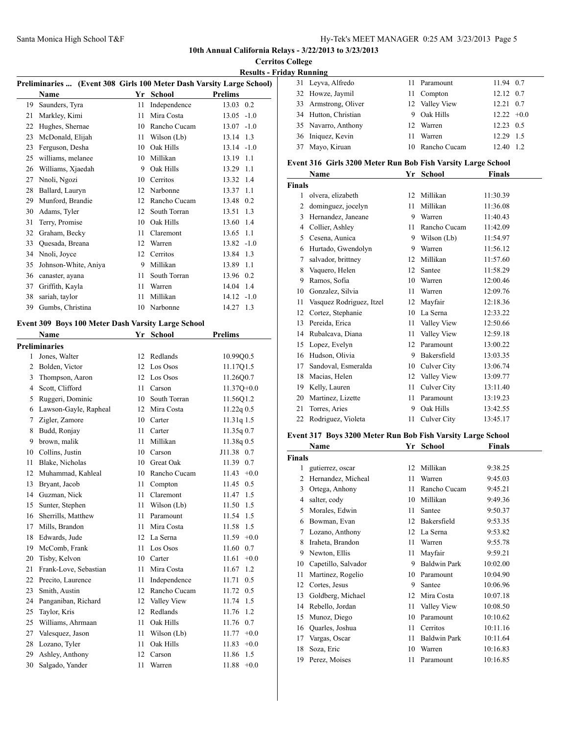# 10th Annual California Relays - 3/22/2013 to 3/23/2013

## Cerritos College

### Results - Friday Running

**Preliminaries ... (Event 308 Girls 100 Meter Dash Varsity Large School)**

| | Name | Yr | School | Prelims | |
|---|---|---|---|---|---|
| 19 | Saunders, Tyra | 11 | Independence | 13.03 | 0.2 |
| 21 | Markley, Kimi | 11 | Mira Costa | 13.05 | -1.0 |
| 22 | Hughes, Shernae | 10 | Rancho Cucam | 13.07 | -1.0 |
| 23 | McDonald, Elijah | 11 | Wilson (Lb) | 13.14 | 1.3 |
| 23 | Ferguson, Desha | 10 | Oak Hills | 13.14 | -1.0 |
| 25 | williams, melanee | 10 | Millikan | 13.19 | 1.1 |
| 26 | Williams, Xjaedah | 9 | Oak Hills | 13.29 | 1.1 |
| 27 | Nnoli, Ngozi | 10 | Cerritos | 13.32 | 1.4 |
| 28 | Ballard, Lauryn | 12 | Narbonne | 13.37 | 1.1 |
| 29 | Munford, Brandie | 12 | Rancho Cucam | 13.48 | 0.2 |
| 30 | Adams, Tyler | 12 | South Torran | 13.51 | 1.3 |
| 31 | Terry, Promise | 10 | Oak Hills | 13.60 | 1.4 |
| 32 | Graham, Becky | 11 | Claremont | 13.65 | 1.1 |
| 33 | Quesada, Breana | 12 | Warren | 13.82 | -1.0 |
| 34 | Nnoli, Joyce | 12 | Cerritos | 13.84 | 1.3 |
| 35 | Johnson-White, Aniya | 9 | Millikan | 13.89 | 1.1 |
| 36 | canaster, ayana | 11 | South Torran | 13.96 | 0.2 |
| 37 | Griffith, Kayla | 11 | Warren | 14.04 | 1.4 |
| 38 | sariah, taylor | 11 | Millikan | 14.12 | -1.0 |
| 39 | Gumbs, Christina | 10 | Narbonne | 14.27 | 1.3 |

**Event 309 Boys 100 Meter Dash Varsity Large School**

| | Name | Yr | School | Prelims | |
|---|---|---|---|---|---|
| **Preliminaries** | | | | | |
| 1 | Jones, Walter | 12 | Redlands | 10.99Q | 0.5 |
| 2 | Bolden, Victor | 12 | Los Osos | 11.17Q | 1.5 |
| 3 | Thompson, Aaron | 12 | Los Osos | 11.26Q | 0.7 |
| 4 | Scott, Clifford | 11 | Carson | 11.37Q | +0.0 |
| 5 | Ruggeri, Dominic | 10 | South Torran | 11.56Q | 1.2 |
| 6 | Lawson-Gayle, Rapheal | 12 | Mira Costa | 11.22q | 0.5 |
| 7 | Zigler, Zamore | 10 | Carter | 11.31q | 1.5 |
| 8 | Budd, Ronjay | 11 | Carter | 11.35q | 0.7 |
| 9 | brown, malik | 11 | Millikan | 11.38q | 0.5 |
| 10 | Collins, Justin | 10 | Carson | J11.38 | 0.7 |
| 11 | Blake, Nicholas | 10 | Great Oak | 11.39 | 0.7 |
| 12 | Muhammad, Kahleal | 10 | Rancho Cucam | 11.43 | +0.0 |
| 13 | Bryant, Jacob | 11 | Compton | 11.45 | 0.5 |
| 14 | Guzman, Nick | 11 | Claremont | 11.47 | 1.5 |
| 15 | Sunter, Stephen | 11 | Wilson (Lb) | 11.50 | 1.5 |
| 16 | Sherrills, Matthew | 11 | Paramount | 11.54 | 1.5 |
| 17 | Mills, Brandon | 11 | Mira Costa | 11.58 | 1.5 |
| 18 | Edwards, Jude | 12 | La Serna | 11.59 | +0.0 |
| 19 | McComb, Frank | 11 | Los Osos | 11.60 | 0.7 |
| 20 | Tisby, Kelvon | 10 | Carter | 11.61 | +0.0 |
| 21 | Frank-Love, Sebastian | 11 | Mira Costa | 11.67 | 1.2 |
| 22 | Precito, Laurence | 11 | Independence | 11.71 | 0.5 |
| 23 | Smith, Austin | 12 | Rancho Cucam | 11.72 | 0.5 |
| 24 | Panganiban, Richard | 12 | Valley View | 11.74 | 1.5 |
| 25 | Taylor, Kris | 12 | Redlands | 11.76 | 1.2 |
| 25 | Williams, Ahrmaan | 11 | Oak Hills | 11.76 | 0.7 |
| 27 | Valesquez, Jason | 11 | Wilson (Lb) | 11.77 | +0.0 |
| 28 | Lozano, Tyler | 11 | Oak Hills | 11.83 | +0.0 |
| 29 | Ashley, Anthony | 12 | Carson | 11.86 | 1.5 |
| 30 | Salgado, Yander | 11 | Warren | 11.88 | +0.0 |
| 31 | Leyva, Alfredo | 11 | Paramount | 11.94 | 0.7 |
| 32 | Howze, Jaymil | 11 | Compton | 12.12 | 0.7 |
| 33 | Armstrong, Oliver | 12 | Valley View | 12.21 | 0.7 |
| 34 | Hutton, Christian | 9 | Oak Hills | 12.22 | +0.0 |
| 35 | Navarro, Anthony | 12 | Warren | 12.23 | 0.5 |
| 36 | Iniquez, Kevin | 11 | Warren | 12.29 | 1.5 |
| 37 | Mayo, Kiruan | 10 | Rancho Cucam | 12.40 | 1.2 |

**Event 316 Girls 3200 Meter Run Bob Fish Varsity Large School**

| | Name | Yr | School | Finals |
|---|---|---|---|---|
| **Finals** | | | | |
| 1 | olvera, elizabeth | 12 | Millikan | 11:30.39 |
| 2 | dominguez, jocelyn | 11 | Millikan | 11:36.08 |
| 3 | Hernandez, Janeane | 9 | Warren | 11:40.43 |
| 4 | Collier, Ashley | 11 | Rancho Cucam | 11:42.09 |
| 5 | Cesena, Aunica | 9 | Wilson (Lb) | 11:54.97 |
| 6 | Hurtado, Gwendolyn | 9 | Warren | 11:56.12 |
| 7 | salvador, brittney | 12 | Millikan | 11:57.60 |
| 8 | Vaquero, Helen | 12 | Santee | 11:58.29 |
| 9 | Ramos, Sofia | 10 | Warren | 12:00.46 |
| 10 | Gonzalez, Silvia | 11 | Warren | 12:09.76 |
| 11 | Vasquez Rodriguez, Itzel | 12 | Mayfair | 12:18.36 |
| 12 | Cortez, Stephanie | 10 | La Serna | 12:33.22 |
| 13 | Pereida, Erica | 11 | Valley View | 12:50.66 |
| 14 | Rubalcava, Diana | 11 | Valley View | 12:59.18 |
| 15 | Lopez, Evelyn | 12 | Paramount | 13:00.22 |
| 16 | Hudson, Olivia | 9 | Bakersfield | 13:03.35 |
| 17 | Sandoval, Esmeralda | 10 | Culver City | 13:06.74 |
| 18 | Macias, Helen | 12 | Valley View | 13:09.77 |
| 19 | Kelly, Lauren | 11 | Culver City | 13:11.40 |
| 20 | Martinez, Lizette | 11 | Paramount | 13:19.23 |
| 21 | Torres, Aries | 9 | Oak Hills | 13:42.55 |
| 22 | Rodriguez, Violeta | 11 | Culver City | 13:45.17 |

**Event 317 Boys 3200 Meter Run Bob Fish Varsity Large School**

| | Name | Yr | School | Finals |
|---|---|---|---|---|
| **Finals** | | | | |
| 1 | gutierrez, oscar | 12 | Millikan | 9:38.25 |
| 2 | Hernandez, Micheal | 11 | Warren | 9:45.03 |
| 3 | Ortega, Anhony | 11 | Rancho Cucam | 9:45.21 |
| 4 | salter, cody | 10 | Millikan | 9:49.36 |
| 5 | Morales, Edwin | 11 | Santee | 9:50.37 |
| 6 | Bowman, Evan | 12 | Bakersfield | 9:53.35 |
| 7 | Lozano, Anthony | 12 | La Serna | 9:53.82 |
| 8 | Iraheta, Brandon | 11 | Warren | 9:55.78 |
| 9 | Newton, Ellis | 11 | Mayfair | 9:59.21 |
| 10 | Capetillo, Salvador | 9 | Baldwin Park | 10:02.00 |
| 11 | Martinez, Rogelio | 10 | Paramount | 10:04.90 |
| 12 | Cortes, Jesus | 9 | Santee | 10:06.96 |
| 13 | Goldberg, Michael | 12 | Mira Costa | 10:07.18 |
| 14 | Rebello, Jordan | 11 | Valley View | 10:08.50 |
| 15 | Munoz, Diego | 10 | Paramount | 10:10.62 |
| 16 | Quarles, Joshua | 11 | Cerritos | 10:11.16 |
| 17 | Vargas, Oscar | 11 | Baldwin Park | 10:11.64 |
| 18 | Soza, Eric | 10 | Warren | 10:16.83 |
| 19 | Perez, Moises | 11 | Paramount | 10:16.85 |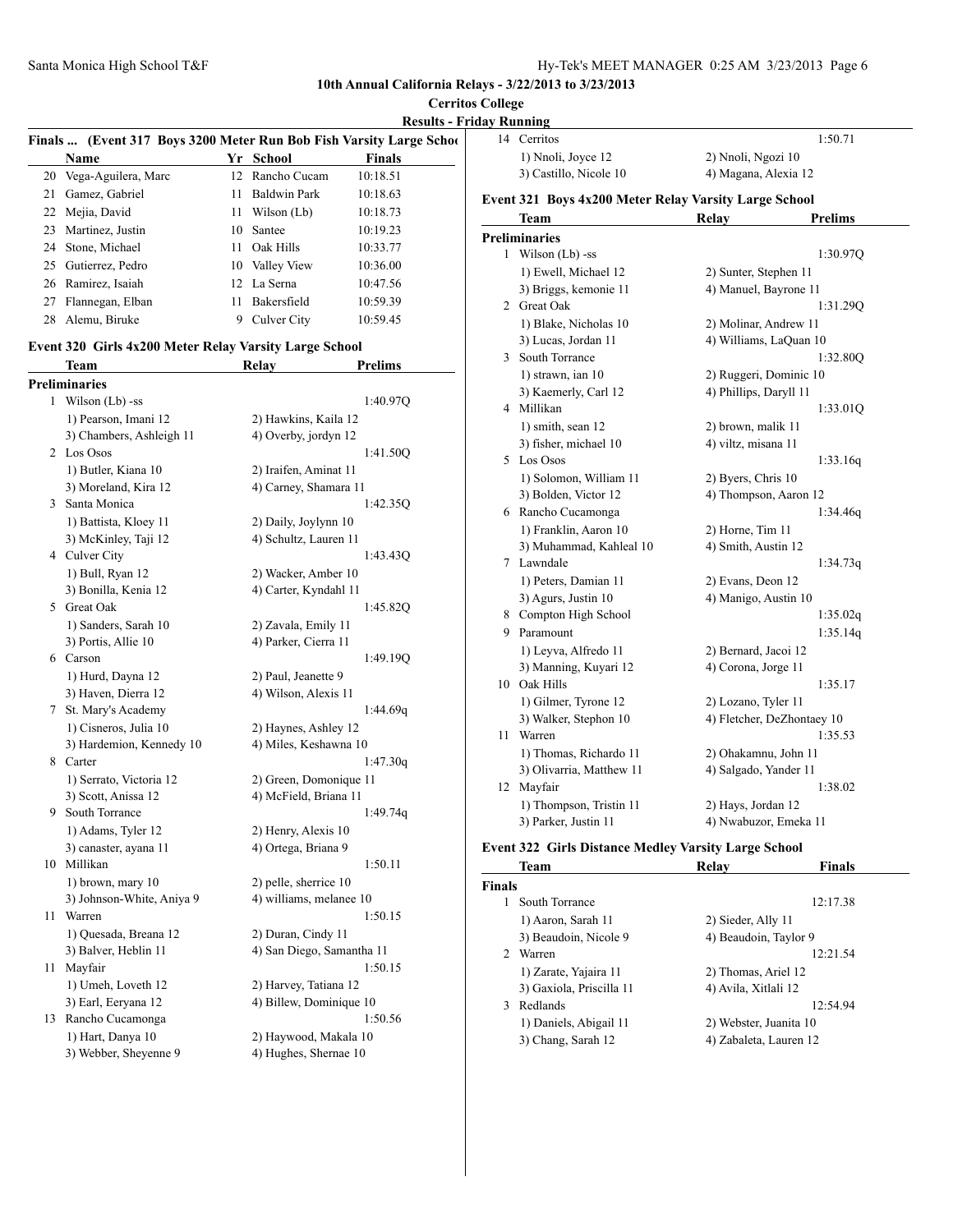## 10th Annual California Relays - 3/22/2013 to 3/23/2013

**Cerritos College**

**Results - Friday Running**

### Finals ... (Event 317 Boys 3200 Meter Run Bob Fish Varsity Large School)

| | Name | Yr | School | Finals |
|---|---|---|---|---|
| 20 | Vega-Aguilera, Marc | 12 | Rancho Cucam | 10:18.51 |
| 21 | Gamez, Gabriel | 11 | Baldwin Park | 10:18.63 |
| 22 | Mejia, David | 11 | Wilson (Lb) | 10:18.73 |
| 23 | Martinez, Justin | 10 | Santee | 10:19.23 |
| 24 | Stone, Michael | 11 | Oak Hills | 10:33.77 |
| 25 | Gutierrez, Pedro | 10 | Valley View | 10:36.00 |
| 26 | Ramirez, Isaiah | 12 | La Serna | 10:47.56 |
| 27 | Flannegan, Elban | 11 | Bakersfield | 10:59.39 |
| 28 | Alemu, Biruke | 9 | Culver City | 10:59.45 |

### Event 320 Girls 4x200 Meter Relay Varsity Large School

| | Team | Relay | Prelims |
|---|---|---|---|
| **Preliminaries** | | | |
| 1 | Wilson (Lb) -ss | | 1:40.97Q |
| | 1) Pearson, Imani 12 | 2) Hawkins, Kaila 12 | |
| | 3) Chambers, Ashleigh 11 | 4) Overby, jordyn 12 | |
| 2 | Los Osos | | 1:41.50Q |
| | 1) Butler, Kiana 10 | 2) Iraifen, Aminat 11 | |
| | 3) Moreland, Kira 12 | 4) Carney, Shamara 11 | |
| 3 | Santa Monica | | 1:42.35Q |
| | 1) Battista, Kloey 11 | 2) Daily, Joylynn 10 | |
| | 3) McKinley, Taji 12 | 4) Schultz, Lauren 11 | |
| 4 | Culver City | | 1:43.43Q |
| | 1) Bull, Ryan 12 | 2) Wacker, Amber 10 | |
| | 3) Bonilla, Kenia 12 | 4) Carter, Kyndahl 11 | |
| 5 | Great Oak | | 1:45.82Q |
| | 1) Sanders, Sarah 10 | 2) Zavala, Emily 11 | |
| | 3) Portis, Allie 10 | 4) Parker, Cierra 11 | |
| 6 | Carson | | 1:49.19Q |
| | 1) Hurd, Dayna 12 | 2) Paul, Jeanette 9 | |
| | 3) Haven, Dierra 12 | 4) Wilson, Alexis 11 | |
| 7 | St. Mary's Academy | | 1:44.69q |
| | 1) Cisneros, Julia 10 | 2) Haynes, Ashley 12 | |
| | 3) Hardemion, Kennedy 10 | 4) Miles, Keshawna 10 | |
| 8 | Carter | | 1:47.30q |
| | 1) Serrato, Victoria 12 | 2) Green, Domonique 11 | |
| | 3) Scott, Anissa 12 | 4) McField, Briana 11 | |
| 9 | South Torrance | | 1:49.74q |
| | 1) Adams, Tyler 12 | 2) Henry, Alexis 10 | |
| | 3) canaster, ayana 11 | 4) Ortega, Briana 9 | |
| 10 | Millikan | | 1:50.11 |
| | 1) brown, mary 10 | 2) pelle, sherrice 10 | |
| | 3) Johnson-White, Aniya 9 | 4) williams, melanee 10 | |
| 11 | Warren | | 1:50.15 |
| | 1) Quesada, Breana 12 | 2) Duran, Cindy 11 | |
| | 3) Balver, Heblin 11 | 4) San Diego, Samantha 11 | |
| 11 | Mayfair | | 1:50.15 |
| | 1) Umeh, Loveth 12 | 2) Harvey, Tatiana 12 | |
| | 3) Earl, Eeryana 12 | 4) Billew, Dominique 10 | |
| 13 | Rancho Cucamonga | | 1:50.56 |
| | 1) Hart, Danya 10 | 2) Haywood, Makala 10 | |
| | 3) Webber, Sheyenne 9 | 4) Hughes, Shernae 10 | |
| 14 | Cerritos | | 1:50.71 |
| | 1) Nnoli, Joyce 12 | 2) Nnoli, Ngozi 10 | |
| | 3) Castillo, Nicole 10 | 4) Magana, Alexia 12 | |

### Event 321 Boys 4x200 Meter Relay Varsity Large School

| | Team | Relay | Prelims |
|---|---|---|---|
| **Preliminaries** | | | |
| 1 | Wilson (Lb) -ss | | 1:30.97Q |
| | 1) Ewell, Michael 12 | 2) Sunter, Stephen 11 | |
| | 3) Briggs, kemonie 11 | 4) Manuel, Bayrone 11 | |
| 2 | Great Oak | | 1:31.29Q |
| | 1) Blake, Nicholas 10 | 2) Molinar, Andrew 11 | |
| | 3) Lucas, Jordan 11 | 4) Williams, LaQuan 10 | |
| 3 | South Torrance | | 1:32.80Q |
| | 1) strawn, ian 10 | 2) Ruggeri, Dominic 10 | |
| | 3) Kaemerly, Carl 12 | 4) Phillips, Daryll 11 | |
| 4 | Millikan | | 1:33.01Q |
| | 1) smith, sean 12 | 2) brown, malik 11 | |
| | 3) fisher, michael 10 | 4) viltz, misana 11 | |
| 5 | Los Osos | | 1:33.16q |
| | 1) Solomon, William 11 | 2) Byers, Chris 10 | |
| | 3) Bolden, Victor 12 | 4) Thompson, Aaron 12 | |
| 6 | Rancho Cucamonga | | 1:34.46q |
| | 1) Franklin, Aaron 10 | 2) Horne, Tim 11 | |
| | 3) Muhammad, Kahleal 10 | 4) Smith, Austin 12 | |
| 7 | Lawndale | | 1:34.73q |
| | 1) Peters, Damian 11 | 2) Evans, Deon 12 | |
| | 3) Agurs, Justin 10 | 4) Manigo, Austin 10 | |
| 8 | Compton High School | | 1:35.02q |
| 9 | Paramount | | 1:35.14q |
| | 1) Leyva, Alfredo 11 | 2) Bernard, Jacoi 12 | |
| | 3) Manning, Kuyari 12 | 4) Corona, Jorge 11 | |
| 10 | Oak Hills | | 1:35.17 |
| | 1) Gilmer, Tyrone 12 | 2) Lozano, Tyler 11 | |
| | 3) Walker, Stephon 10 | 4) Fletcher, DeZhontaey 10 | |
| 11 | Warren | | 1:35.53 |
| | 1) Thomas, Richardo 11 | 2) Ohakamnu, John 11 | |
| | 3) Olivarria, Matthew 11 | 4) Salgado, Yander 11 | |
| 12 | Mayfair | | 1:38.02 |
| | 1) Thompson, Tristin 11 | 2) Hays, Jordan 12 | |
| | 3) Parker, Justin 11 | 4) Nwabuzor, Emeka 11 | |

### Event 322 Girls Distance Medley Varsity Large School

| | Team | Relay | Finals |
|---|---|---|---|
| **Finals** | | | |
| 1 | South Torrance | | 12:17.38 |
| | 1) Aaron, Sarah 11 | 2) Sieder, Ally 11 | |
| | 3) Beaudoin, Nicole 9 | 4) Beaudoin, Taylor 9 | |
| 2 | Warren | | 12:21.54 |
| | 1) Zarate, Yajaira 11 | 2) Thomas, Ariel 12 | |
| | 3) Gaxiola, Priscilla 11 | 4) Avila, Xitlali 12 | |
| 3 | Redlands | | 12:54.94 |
| | 1) Daniels, Abigail 11 | 2) Webster, Juanita 10 | |
| | 3) Chang, Sarah 12 | 4) Zabaleta, Lauren 12 | |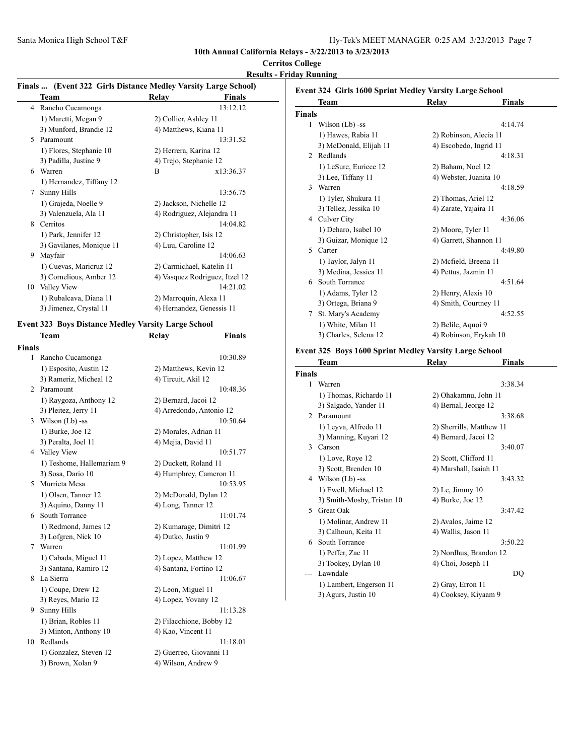**10th Annual California Relays - 3/22/2013 to 3/23/2013**

**Cerritos College**

**Results - Friday Running**

### Finals ... (Event 322 Girls Distance Medley Varsity Large School)

| | Team | Relay | Finals |
|---|---|---|---|
| 4 | Rancho Cucamonga | | 13:12.12 |
| | 1) Maretti, Megan 9 | 2) Collier, Ashley 11 | |
| | 3) Munford, Brandie 12 | 4) Matthews, Kiana 11 | |
| 5 | Paramount | | 13:31.52 |
| | 1) Flores, Stephanie 10 | 2) Herrera, Karina 12 | |
| | 3) Padilla, Justine 9 | 4) Trejo, Stephanie 12 | |
| 6 | Warren | B | x13:36.37 |
| | 1) Hernandez, Tiffany 12 | | |
| 7 | Sunny Hills | | 13:56.75 |
| | 1) Grajeda, Noelle 9 | 2) Jackson, Nichelle 12 | |
| | 3) Valenzuela, Ala 11 | 4) Rodriguez, Alejandra 11 | |
| 8 | Cerritos | | 14:04.82 |
| | 1) Park, Jennifer 12 | 2) Christopher, Isis 12 | |
| | 3) Gavilanes, Monique 11 | 4) Luu, Caroline 12 | |
| 9 | Mayfair | | 14:06.63 |
| | 1) Cuevas, Maricruz 12 | 2) Carmichael, Katelin 11 | |
| | 3) Cornelious, Amber 12 | 4) Vasquez Rodriguez, Itzel 12 | |
| 10 | Valley View | | 14:21.02 |
| | 1) Rubalcava, Diana 11 | 2) Marroquin, Alexa 11 | |
| | 3) Jimenez, Crystal 11 | 4) Hernandez, Genessis 11 | |

### Event 323 Boys Distance Medley Varsity Large School

**Finals**

| | Team | Relay | Finals |
|---|---|---|---|
| 1 | Rancho Cucamonga | | 10:30.89 |
| | 1) Esposito, Austin 12 | 2) Matthews, Kevin 12 | |
| | 3) Rameriz, Micheal 12 | 4) Tircuit, Akil 12 | |
| 2 | Paramount | | 10:48.36 |
| | 1) Raygoza, Anthony 12 | 2) Bernard, Jacoi 12 | |
| | 3) Pleitez, Jerry 11 | 4) Arredondo, Antonio 12 | |
| 3 | Wilson (Lb) -ss | | 10:50.64 |
| | 1) Burke, Joe 12 | 2) Morales, Adrian 11 | |
| | 3) Peralta, Joel 11 | 4) Mejia, David 11 | |
| 4 | Valley View | | 10:51.77 |
| | 1) Teshome, Hallemariam 9 | 2) Duckett, Roland 11 | |
| | 3) Sosa, Dario 10 | 4) Humphrey, Cameron 11 | |
| 5 | Murrieta Mesa | | 10:53.95 |
| | 1) Olsen, Tanner 12 | 2) McDonald, Dylan 12 | |
| | 3) Aquino, Danny 11 | 4) Long, Tanner 12 | |
| 6 | South Torrance | | 11:01.74 |
| | 1) Redmond, James 12 | 2) Kumarage, Dimitri 12 | |
| | 3) Lofgren, Nick 10 | 4) Dutko, Justin 9 | |
| 7 | Warren | | 11:01.99 |
| | 1) Cabada, Miguel 11 | 2) Lopez, Matthew 12 | |
| | 3) Santana, Ramiro 12 | 4) Santana, Fortino 12 | |
| 8 | La Sierra | | 11:06.67 |
| | 1) Coupe, Drew 12 | 2) Leon, Miguel 11 | |
| | 3) Reyes, Mario 12 | 4) Lopez, Yovany 12 | |
| 9 | Sunny Hills | | 11:13.28 |
| | 1) Brian, Robles 11 | 2) Filacchione, Bobby 12 | |
| | 3) Minton, Anthony 10 | 4) Kao, Vincent 11 | |
| 10 | Redlands | | 11:18.01 |
| | 1) Gonzalez, Steven 12 | 2) Guerreo, Giovanni 11 | |
| | 3) Brown, Xolan 9 | 4) Wilson, Andrew 9 | |

### Event 324 Girls 1600 Sprint Medley Varsity Large School

**Finals**

| | Team | Relay | Finals |
|---|---|---|---|
| 1 | Wilson (Lb) -ss | | 4:14.74 |
| | 1) Hawes, Rabia 11 | 2) Robinson, Alecia 11 | |
| | 3) McDonald, Elijah 11 | 4) Escobedo, Ingrid 11 | |
| 2 | Redlands | | 4:18.31 |
| | 1) LeSure, Euricce 12 | 2) Baham, Noel 12 | |
| | 3) Lee, Tiffany 11 | 4) Webster, Juanita 10 | |
| 3 | Warren | | 4:18.59 |
| | 1) Tyler, Shukura 11 | 2) Thomas, Ariel 12 | |
| | 3) Tellez, Jessika 10 | 4) Zarate, Yajaira 11 | |
| 4 | Culver City | | 4:36.06 |
| | 1) Deharo, Isabel 10 | 2) Moore, Tyler 11 | |
| | 3) Guizar, Monique 12 | 4) Garrett, Shannon 11 | |
| 5 | Carter | | 4:49.80 |
| | 1) Taylor, Jalyn 11 | 2) Mcfield, Breena 11 | |
| | 3) Medina, Jessica 11 | 4) Pettus, Jazmin 11 | |
| 6 | South Torrance | | 4:51.64 |
| | 1) Adams, Tyler 12 | 2) Henry, Alexis 10 | |
| | 3) Ortega, Briana 9 | 4) Smith, Courtney 11 | |
| 7 | St. Mary's Academy | | 4:52.55 |
| | 1) White, Milan 11 | 2) Belile, Aquoi 9 | |
| | 3) Charles, Selena 12 | 4) Robinson, Erykah 10 | |

### Event 325 Boys 1600 Sprint Medley Varsity Large School

**Finals**

| | Team | Relay | Finals |
|---|---|---|---|
| 1 | Warren | | 3:38.34 |
| | 1) Thomas, Richardo 11 | 2) Ohakamnu, John 11 | |
| | 3) Salgado, Yander 11 | 4) Bernal, Jeorge 12 | |
| 2 | Paramount | | 3:38.68 |
| | 1) Leyva, Alfredo 11 | 2) Sherrills, Matthew 11 | |
| | 3) Manning, Kuyari 12 | 4) Bernard, Jacoi 12 | |
| 3 | Carson | | 3:40.07 |
| | 1) Love, Roye 12 | 2) Scott, Clifford 11 | |
| | 3) Scott, Brenden 10 | 4) Marshall, Isaiah 11 | |
| 4 | Wilson (Lb) -ss | | 3:43.32 |
| | 1) Ewell, Michael 12 | 2) Le, Jimmy 10 | |
| | 3) Smith-Mosby, Tristan 10 | 4) Burke, Joe 12 | |
| 5 | Great Oak | | 3:47.42 |
| | 1) Molinar, Andrew 11 | 2) Avalos, Jaime 12 | |
| | 3) Calhoun, Keita 11 | 4) Wallis, Jason 11 | |
| 6 | South Torrance | | 3:50.22 |
| | 1) Peffer, Zac 11 | 2) Nordhus, Brandon 12 | |
| | 3) Tookey, Dylan 10 | 4) Choi, Joseph 11 | |
| --- | Lawndale | | DQ |
| | 1) Lambert, Engerson 11 | 2) Gray, Erron 11 | |
| | 3) Agurs, Justin 10 | 4) Cooksey, Kiyaam 9 | |